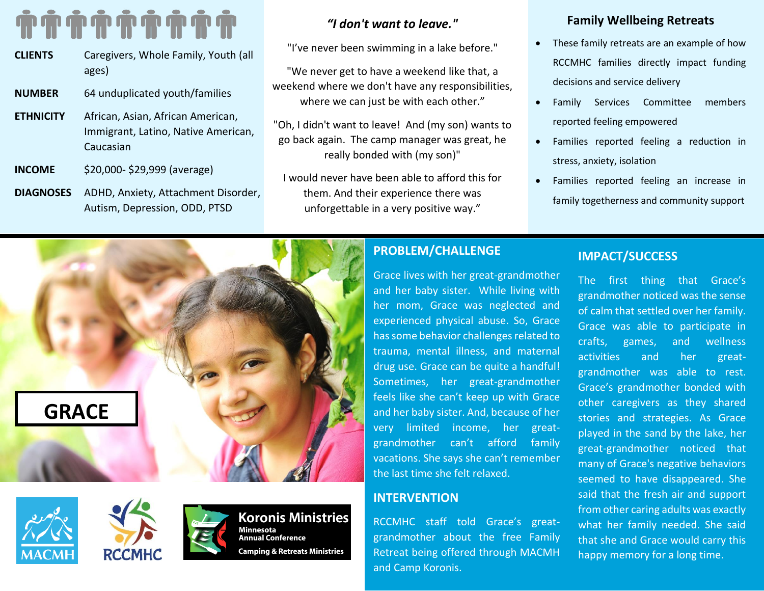| | |
|---|---|
| **CLIENTS** | Caregivers, Whole Family, Youth (all ages) |
| **NUMBER** | 64 unduplicated youth/families |
| **ETHNICITY** | African, Asian, African American, Immigrant, Latino, Native American, Caucasian |
| **INCOME** | $20,000- $29,999 (average) |
| **DIAGNOSES** | ADHD, Anxiety, Attachment Disorder, Autism, Depression, ODD, PTSD |

## *"I don't want to leave."*

"I've never been swimming in a lake before."

"We never get to have a weekend like that, a weekend where we don't have any responsibilities, where we can just be with each other."

"Oh, I didn't want to leave! And (my son) wants to go back again. The camp manager was great, he really bonded with (my son)"

I would never have been able to afford this for them. And their experience there was unforgettable in a very positive way."

## Family Wellbeing Retreats

- These family retreats are an example of how RCCMHC families directly impact funding decisions and service delivery
- Family Services Committee members reported feeling empowered
- Families reported feeling a reduction in stress, anxiety, isolation
- Families reported feeling an increase in family togetherness and community support

# GRACE

## PROBLEM/CHALLENGE

Grace lives with her great-grandmother and her baby sister. While living with her mom, Grace was neglected and experienced physical abuse. So, Grace has some behavior challenges related to trauma, mental illness, and maternal drug use. Grace can be quite a handful! Sometimes, her great-grandmother feels like she can't keep up with Grace and her baby sister. And, because of her very limited income, her great-grandmother can't afford family vacations. She says she can't remember the last time she felt relaxed.

## INTERVENTION

RCCMHC staff told Grace's great-grandmother about the free Family Retreat being offered through MACMH and Camp Koronis.

## IMPACT/SUCCESS

The first thing that Grace's grandmother noticed was the sense of calm that settled over her family. Grace was able to participate in crafts, games, and wellness activities and her great-grandmother was able to rest. Grace's grandmother bonded with other caregivers as they shared stories and strategies. As Grace played in the sand by the lake, her great-grandmother noticed that many of Grace's negative behaviors seemed to have disappeared. She said that the fresh air and support from other caring adults was exactly what her family needed. She said that she and Grace would carry this happy memory for a long time.

MACMH

RCCMHC

**Koronis Ministries**
Minnesota Annual Conference
Camping & Retreats Ministries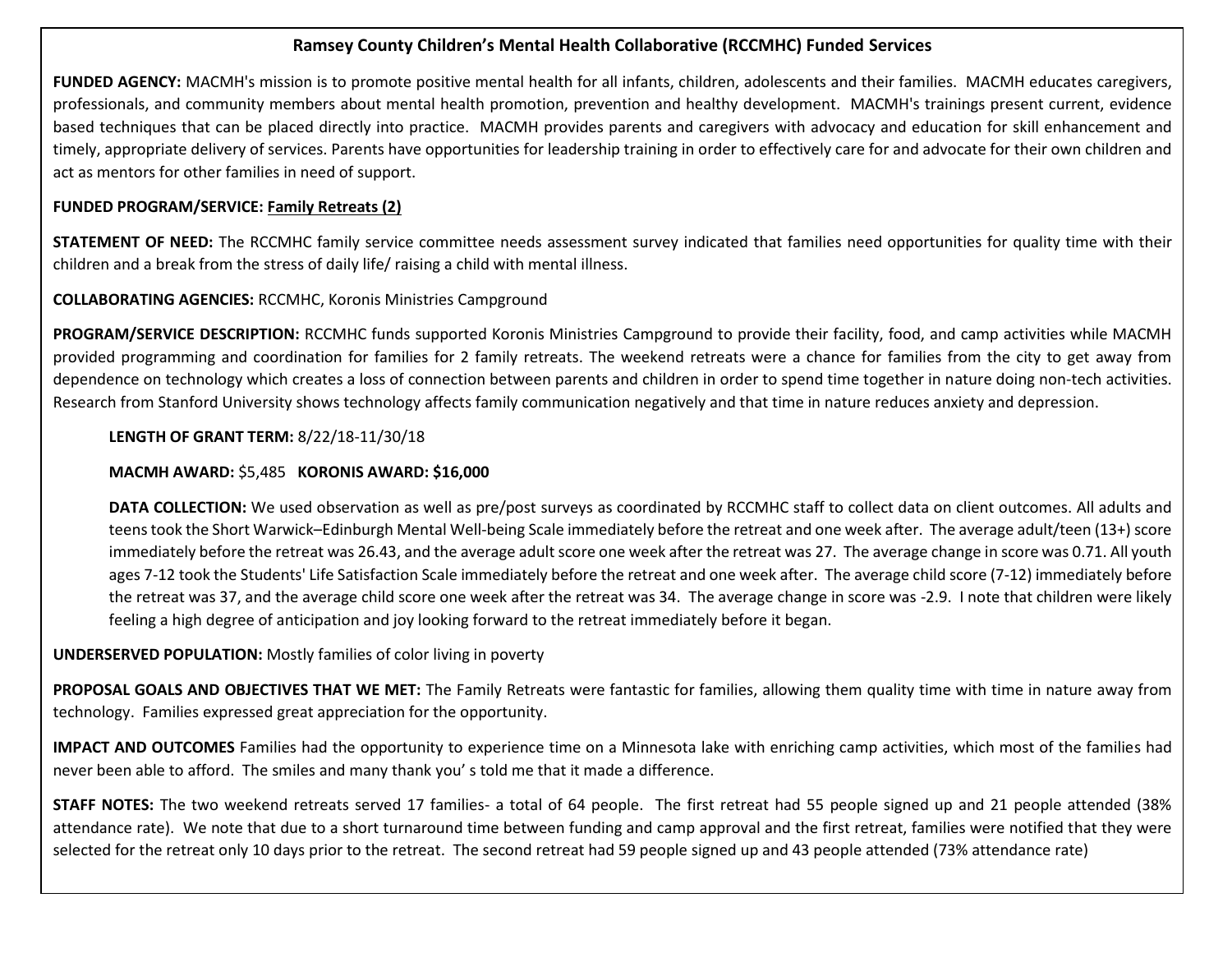## Ramsey County Children's Mental Health Collaborative (RCCMHC) Funded Services

**FUNDED AGENCY:** MACMH's mission is to promote positive mental health for all infants, children, adolescents and their families. MACMH educates caregivers, professionals, and community members about mental health promotion, prevention and healthy development. MACMH's trainings present current, evidence based techniques that can be placed directly into practice. MACMH provides parents and caregivers with advocacy and education for skill enhancement and timely, appropriate delivery of services. Parents have opportunities for leadership training in order to effectively care for and advocate for their own children and act as mentors for other families in need of support.

**FUNDED PROGRAM/SERVICE: Family Retreats (2)**

**STATEMENT OF NEED:** The RCCMHC family service committee needs assessment survey indicated that families need opportunities for quality time with their children and a break from the stress of daily life/ raising a child with mental illness.

**COLLABORATING AGENCIES:** RCCMHC, Koronis Ministries Campground

**PROGRAM/SERVICE DESCRIPTION:** RCCMHC funds supported Koronis Ministries Campground to provide their facility, food, and camp activities while MACMH provided programming and coordination for families for 2 family retreats. The weekend retreats were a chance for families from the city to get away from dependence on technology which creates a loss of connection between parents and children in order to spend time together in nature doing non-tech activities. Research from Stanford University shows technology affects family communication negatively and that time in nature reduces anxiety and depression.

**LENGTH OF GRANT TERM:** 8/22/18-11/30/18

**MACMH AWARD:** $5,485 **KORONIS AWARD: $16,000**

**DATA COLLECTION:** We used observation as well as pre/post surveys as coordinated by RCCMHC staff to collect data on client outcomes. All adults and teens took the Short Warwick–Edinburgh Mental Well-being Scale immediately before the retreat and one week after. The average adult/teen (13+) score immediately before the retreat was 26.43, and the average adult score one week after the retreat was 27. The average change in score was 0.71. All youth ages 7-12 took the Students' Life Satisfaction Scale immediately before the retreat and one week after. The average child score (7-12) immediately before the retreat was 37, and the average child score one week after the retreat was 34. The average change in score was -2.9. I note that children were likely feeling a high degree of anticipation and joy looking forward to the retreat immediately before it began.

**UNDERSERVED POPULATION:** Mostly families of color living in poverty

**PROPOSAL GOALS AND OBJECTIVES THAT WE MET:** The Family Retreats were fantastic for families, allowing them quality time with time in nature away from technology. Families expressed great appreciation for the opportunity.

**IMPACT AND OUTCOMES** Families had the opportunity to experience time on a Minnesota lake with enriching camp activities, which most of the families had never been able to afford. The smiles and many thank you' s told me that it made a difference.

**STAFF NOTES:** The two weekend retreats served 17 families- a total of 64 people. The first retreat had 55 people signed up and 21 people attended (38% attendance rate). We note that due to a short turnaround time between funding and camp approval and the first retreat, families were notified that they were selected for the retreat only 10 days prior to the retreat. The second retreat had 59 people signed up and 43 people attended (73% attendance rate)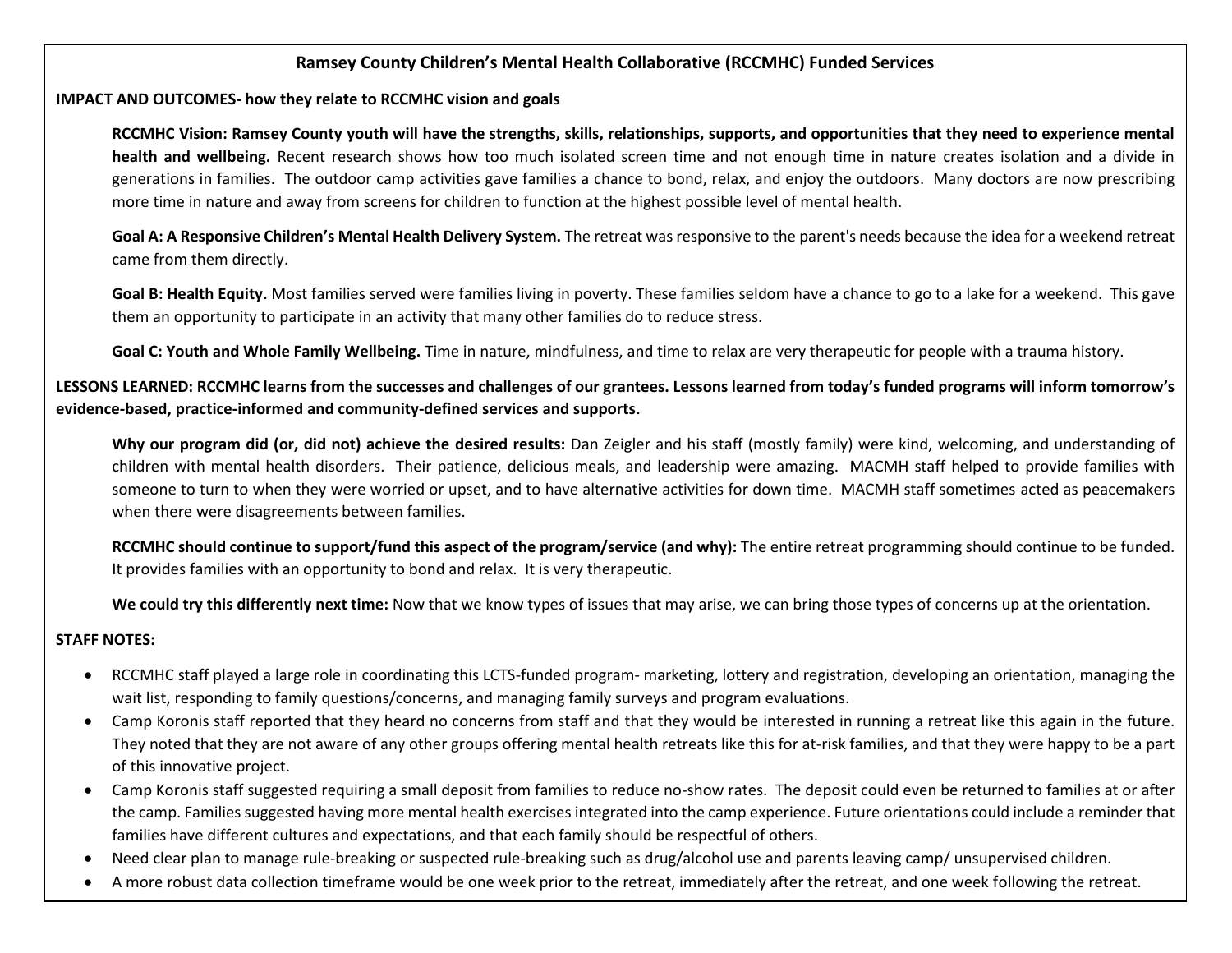## Ramsey County Children's Mental Health Collaborative (RCCMHC) Funded Services

**IMPACT AND OUTCOMES- how they relate to RCCMHC vision and goals**

**RCCMHC Vision: Ramsey County youth will have the strengths, skills, relationships, supports, and opportunities that they need to experience mental health and wellbeing.** Recent research shows how too much isolated screen time and not enough time in nature creates isolation and a divide in generations in families. The outdoor camp activities gave families a chance to bond, relax, and enjoy the outdoors. Many doctors are now prescribing more time in nature and away from screens for children to function at the highest possible level of mental health.

**Goal A: A Responsive Children's Mental Health Delivery System.** The retreat was responsive to the parent's needs because the idea for a weekend retreat came from them directly.

**Goal B: Health Equity.** Most families served were families living in poverty. These families seldom have a chance to go to a lake for a weekend. This gave them an opportunity to participate in an activity that many other families do to reduce stress.

**Goal C: Youth and Whole Family Wellbeing.** Time in nature, mindfulness, and time to relax are very therapeutic for people with a trauma history.

**LESSONS LEARNED: RCCMHC learns from the successes and challenges of our grantees. Lessons learned from today's funded programs will inform tomorrow's evidence-based, practice-informed and community-defined services and supports.**

**Why our program did (or, did not) achieve the desired results:** Dan Zeigler and his staff (mostly family) were kind, welcoming, and understanding of children with mental health disorders. Their patience, delicious meals, and leadership were amazing. MACMH staff helped to provide families with someone to turn to when they were worried or upset, and to have alternative activities for down time. MACMH staff sometimes acted as peacemakers when there were disagreements between families.

**RCCMHC should continue to support/fund this aspect of the program/service (and why):** The entire retreat programming should continue to be funded. It provides families with an opportunity to bond and relax. It is very therapeutic.

**We could try this differently next time:** Now that we know types of issues that may arise, we can bring those types of concerns up at the orientation.

**STAFF NOTES:**

- RCCMHC staff played a large role in coordinating this LCTS-funded program- marketing, lottery and registration, developing an orientation, managing the wait list, responding to family questions/concerns, and managing family surveys and program evaluations.
- Camp Koronis staff reported that they heard no concerns from staff and that they would be interested in running a retreat like this again in the future. They noted that they are not aware of any other groups offering mental health retreats like this for at-risk families, and that they were happy to be a part of this innovative project.
- Camp Koronis staff suggested requiring a small deposit from families to reduce no-show rates. The deposit could even be returned to families at or after the camp. Families suggested having more mental health exercises integrated into the camp experience. Future orientations could include a reminder that families have different cultures and expectations, and that each family should be respectful of others.
- Need clear plan to manage rule-breaking or suspected rule-breaking such as drug/alcohol use and parents leaving camp/ unsupervised children.
- A more robust data collection timeframe would be one week prior to the retreat, immediately after the retreat, and one week following the retreat.